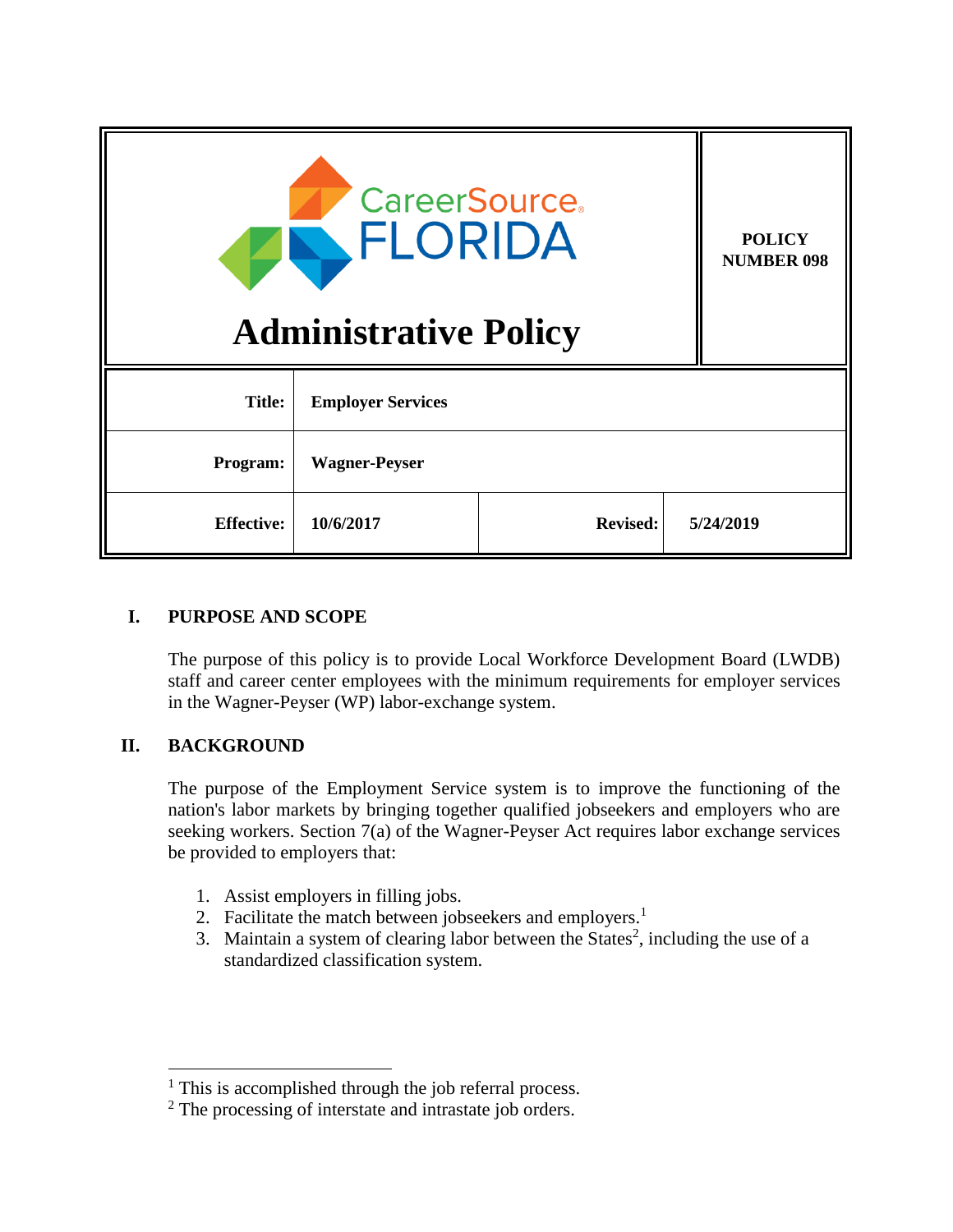| CareerSource FLORIDA Administrative Policy | | | POLICY NUMBER 098 |
|---|---|---|---|
| **Title:** | **Employer Services** | | |
| **Program:** | **Wagner-Peyser** | | |
| **Effective:** | **10/6/2017** | **Revised:** | **5/24/2019** |

## I. PURPOSE AND SCOPE

The purpose of this policy is to provide Local Workforce Development Board (LWDB) staff and career center employees with the minimum requirements for employer services in the Wagner-Peyser (WP) labor-exchange system.

## II. BACKGROUND

The purpose of the Employment Service system is to improve the functioning of the nation's labor markets by bringing together qualified jobseekers and employers who are seeking workers. Section 7(a) of the Wagner-Peyser Act requires labor exchange services be provided to employers that:

1. Assist employers in filling jobs.
2. Facilitate the match between jobseekers and employers.[1]
3. Maintain a system of clearing labor between the States[2], including the use of a standardized classification system.

---

[1] This is accomplished through the job referral process.

[2] The processing of interstate and intrastate job orders.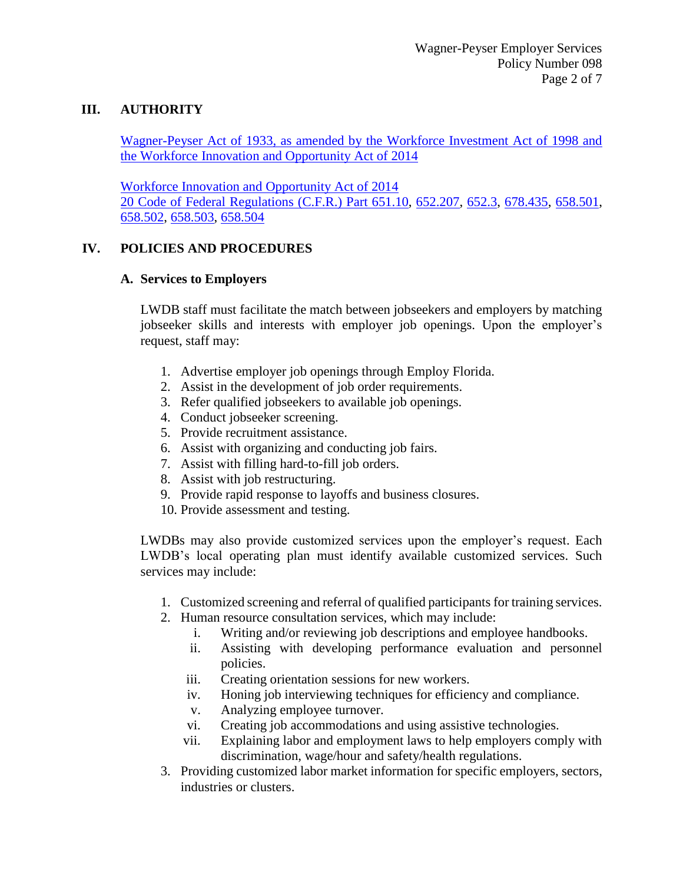## III. AUTHORITY

[Wagner-Peyser Act of 1933, as amended by the Workforce Investment Act of 1998 and the Workforce Innovation and Opportunity Act of 2014]

[Workforce Innovation and Opportunity Act of 2014]
[20 Code of Federal Regulations (C.F.R.) Part 651.10], [652.207], [652.3], [678.435], [658.501], [658.502], [658.503], [658.504]

## IV. POLICIES AND PROCEDURES

### A. Services to Employers

LWDB staff must facilitate the match between jobseekers and employers by matching jobseeker skills and interests with employer job openings. Upon the employer's request, staff may:

1. Advertise employer job openings through Employ Florida.
2. Assist in the development of job order requirements.
3. Refer qualified jobseekers to available job openings.
4. Conduct jobseeker screening.
5. Provide recruitment assistance.
6. Assist with organizing and conducting job fairs.
7. Assist with filling hard-to-fill job orders.
8. Assist with job restructuring.
9. Provide rapid response to layoffs and business closures.
10. Provide assessment and testing.

LWDBs may also provide customized services upon the employer's request. Each LWDB's local operating plan must identify available customized services. Such services may include:

1. Customized screening and referral of qualified participants for training services.
2. Human resource consultation services, which may include:
   - i. Writing and/or reviewing job descriptions and employee handbooks.
   - ii. Assisting with developing performance evaluation and personnel policies.
   - iii. Creating orientation sessions for new workers.
   - iv. Honing job interviewing techniques for efficiency and compliance.
   - v. Analyzing employee turnover.
   - vi. Creating job accommodations and using assistive technologies.
   - vii. Explaining labor and employment laws to help employers comply with discrimination, wage/hour and safety/health regulations.
3. Providing customized labor market information for specific employers, sectors, industries or clusters.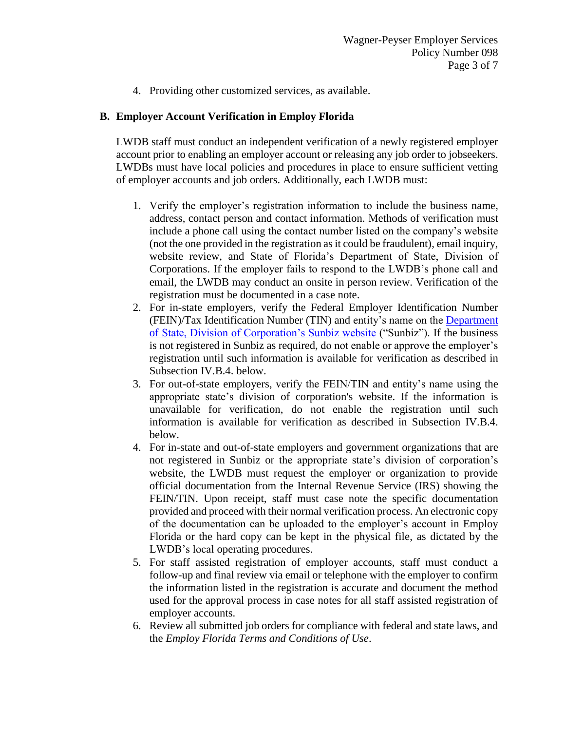4. Providing other customized services, as available.

## B. Employer Account Verification in Employ Florida

LWDB staff must conduct an independent verification of a newly registered employer account prior to enabling an employer account or releasing any job order to jobseekers. LWDBs must have local policies and procedures in place to ensure sufficient vetting of employer accounts and job orders. Additionally, each LWDB must:

1. Verify the employer's registration information to include the business name, address, contact person and contact information. Methods of verification must include a phone call using the contact number listed on the company's website (not the one provided in the registration as it could be fraudulent), email inquiry, website review, and State of Florida's Department of State, Division of Corporations. If the employer fails to respond to the LWDB's phone call and email, the LWDB may conduct an onsite in person review. Verification of the registration must be documented in a case note.
2. For in-state employers, verify the Federal Employer Identification Number (FEIN)/Tax Identification Number (TIN) and entity's name on the Department of State, Division of Corporation's Sunbiz website ("Sunbiz"). If the business is not registered in Sunbiz as required, do not enable or approve the employer's registration until such information is available for verification as described in Subsection IV.B.4. below.
3. For out-of-state employers, verify the FEIN/TIN and entity's name using the appropriate state's division of corporation's website. If the information is unavailable for verification, do not enable the registration until such information is available for verification as described in Subsection IV.B.4. below.
4. For in-state and out-of-state employers and government organizations that are not registered in Sunbiz or the appropriate state's division of corporation's website, the LWDB must request the employer or organization to provide official documentation from the Internal Revenue Service (IRS) showing the FEIN/TIN. Upon receipt, staff must case note the specific documentation provided and proceed with their normal verification process. An electronic copy of the documentation can be uploaded to the employer's account in Employ Florida or the hard copy can be kept in the physical file, as dictated by the LWDB's local operating procedures.
5. For staff assisted registration of employer accounts, staff must conduct a follow-up and final review via email or telephone with the employer to confirm the information listed in the registration is accurate and document the method used for the approval process in case notes for all staff assisted registration of employer accounts.
6. Review all submitted job orders for compliance with federal and state laws, and the *Employ Florida Terms and Conditions of Use*.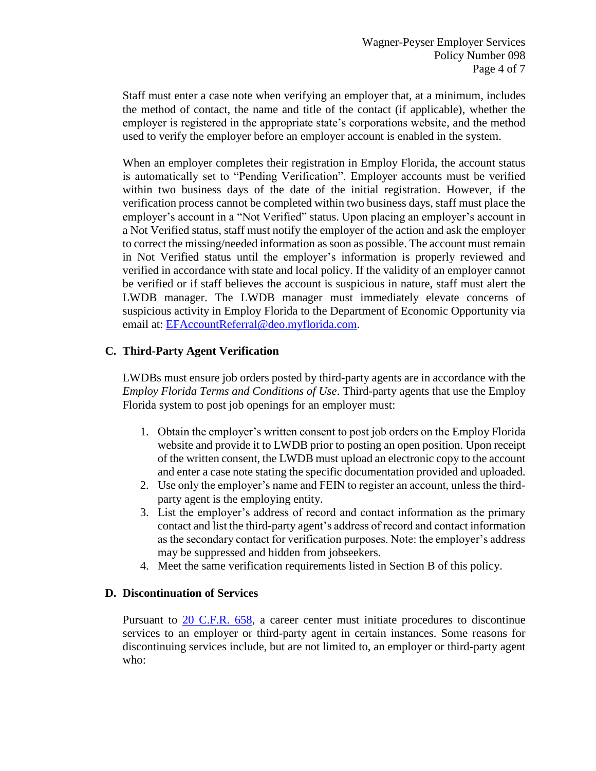Staff must enter a case note when verifying an employer that, at a minimum, includes the method of contact, the name and title of the contact (if applicable), whether the employer is registered in the appropriate state's corporations website, and the method used to verify the employer before an employer account is enabled in the system.

When an employer completes their registration in Employ Florida, the account status is automatically set to "Pending Verification". Employer accounts must be verified within two business days of the date of the initial registration. However, if the verification process cannot be completed within two business days, staff must place the employer's account in a "Not Verified" status. Upon placing an employer's account in a Not Verified status, staff must notify the employer of the action and ask the employer to correct the missing/needed information as soon as possible. The account must remain in Not Verified status until the employer's information is properly reviewed and verified in accordance with state and local policy. If the validity of an employer cannot be verified or if staff believes the account is suspicious in nature, staff must alert the LWDB manager. The LWDB manager must immediately elevate concerns of suspicious activity in Employ Florida to the Department of Economic Opportunity via email at: [EFAccountReferral@deo.myflorida.com](mailto:EFAccountReferral@deo.myflorida.com).

### C. Third-Party Agent Verification

LWDBs must ensure job orders posted by third-party agents are in accordance with the *Employ Florida Terms and Conditions of Use*. Third-party agents that use the Employ Florida system to post job openings for an employer must:

1. Obtain the employer's written consent to post job orders on the Employ Florida website and provide it to LWDB prior to posting an open position. Upon receipt of the written consent, the LWDB must upload an electronic copy to the account and enter a case note stating the specific documentation provided and uploaded.
2. Use only the employer's name and FEIN to register an account, unless the third-party agent is the employing entity.
3. List the employer's address of record and contact information as the primary contact and list the third-party agent's address of record and contact information as the secondary contact for verification purposes. Note: the employer's address may be suppressed and hidden from jobseekers.
4. Meet the same verification requirements listed in Section B of this policy.

### D. Discontinuation of Services

Pursuant to [20 C.F.R. 658](), a career center must initiate procedures to discontinue services to an employer or third-party agent in certain instances. Some reasons for discontinuing services include, but are not limited to, an employer or third-party agent who: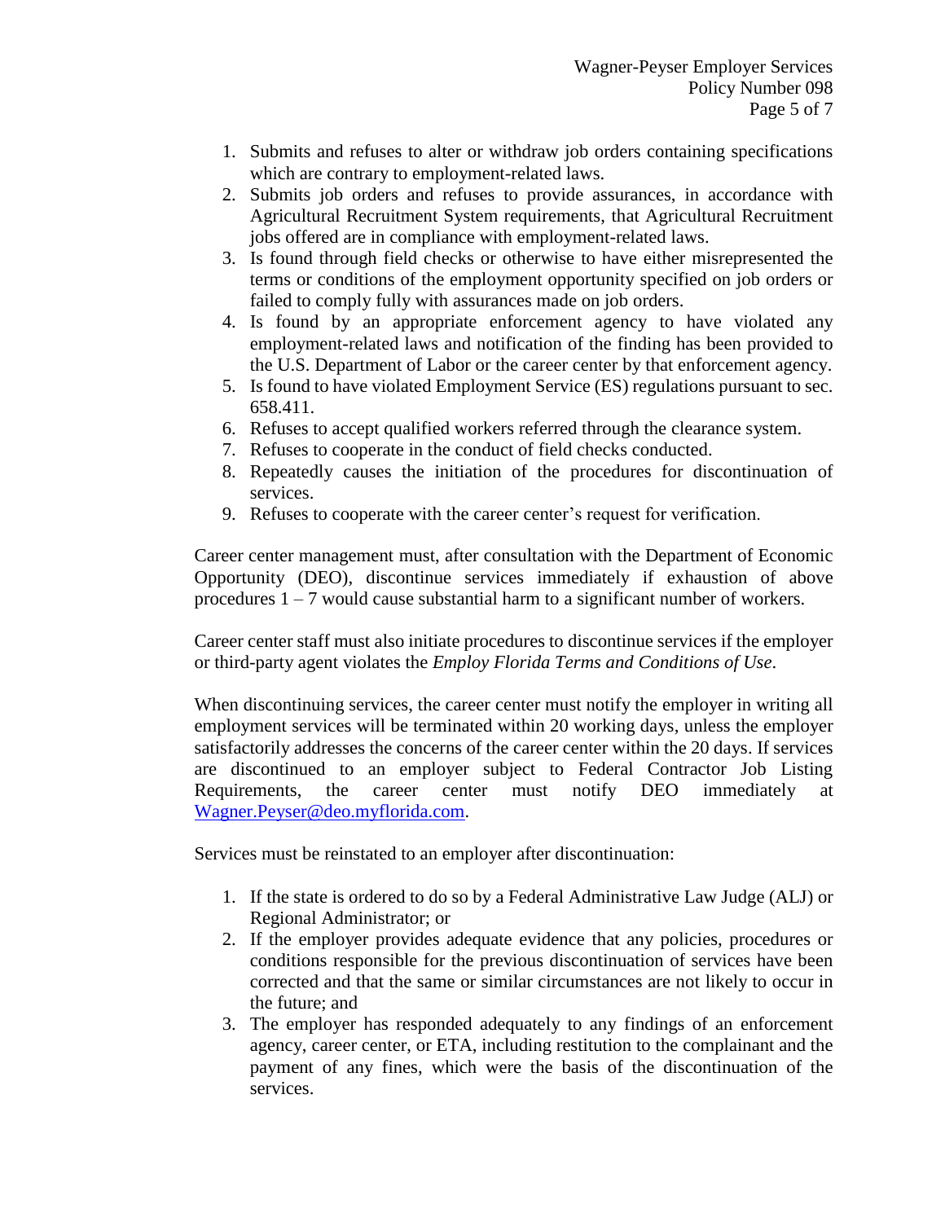1. Submits and refuses to alter or withdraw job orders containing specifications which are contrary to employment-related laws.
2. Submits job orders and refuses to provide assurances, in accordance with Agricultural Recruitment System requirements, that Agricultural Recruitment jobs offered are in compliance with employment-related laws.
3. Is found through field checks or otherwise to have either misrepresented the terms or conditions of the employment opportunity specified on job orders or failed to comply fully with assurances made on job orders.
4. Is found by an appropriate enforcement agency to have violated any employment-related laws and notification of the finding has been provided to the U.S. Department of Labor or the career center by that enforcement agency.
5. Is found to have violated Employment Service (ES) regulations pursuant to sec. 658.411.
6. Refuses to accept qualified workers referred through the clearance system.
7. Refuses to cooperate in the conduct of field checks conducted.
8. Repeatedly causes the initiation of the procedures for discontinuation of services.
9. Refuses to cooperate with the career center's request for verification.

Career center management must, after consultation with the Department of Economic Opportunity (DEO), discontinue services immediately if exhaustion of above procedures 1 – 7 would cause substantial harm to a significant number of workers.

Career center staff must also initiate procedures to discontinue services if the employer or third-party agent violates the *Employ Florida Terms and Conditions of Use*.

When discontinuing services, the career center must notify the employer in writing all employment services will be terminated within 20 working days, unless the employer satisfactorily addresses the concerns of the career center within the 20 days. If services are discontinued to an employer subject to Federal Contractor Job Listing Requirements, the career center must notify DEO immediately at Wagner.Peyser@deo.myflorida.com.

Services must be reinstated to an employer after discontinuation:

1. If the state is ordered to do so by a Federal Administrative Law Judge (ALJ) or Regional Administrator; or
2. If the employer provides adequate evidence that any policies, procedures or conditions responsible for the previous discontinuation of services have been corrected and that the same or similar circumstances are not likely to occur in the future; and
3. The employer has responded adequately to any findings of an enforcement agency, career center, or ETA, including restitution to the complainant and the payment of any fines, which were the basis of the discontinuation of the services.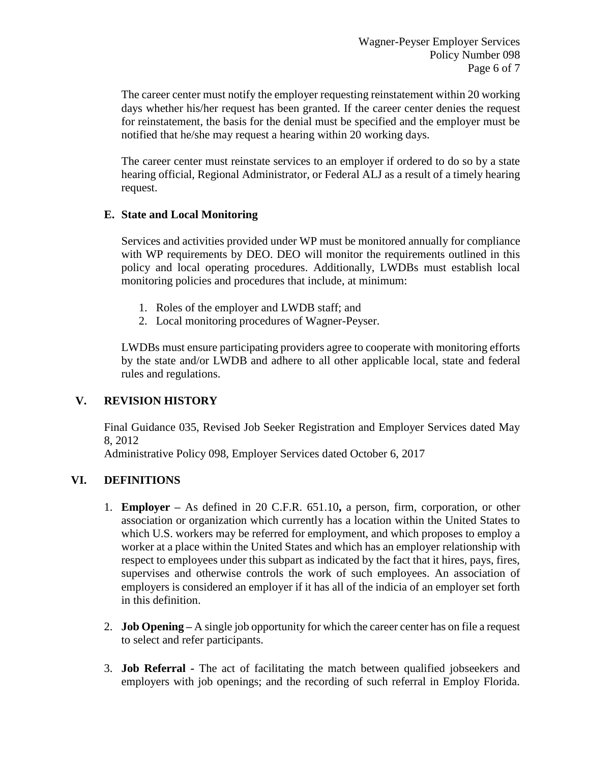The career center must notify the employer requesting reinstatement within 20 working days whether his/her request has been granted. If the career center denies the request for reinstatement, the basis for the denial must be specified and the employer must be notified that he/she may request a hearing within 20 working days.

The career center must reinstate services to an employer if ordered to do so by a state hearing official, Regional Administrator, or Federal ALJ as a result of a timely hearing request.

### E. State and Local Monitoring

Services and activities provided under WP must be monitored annually for compliance with WP requirements by DEO. DEO will monitor the requirements outlined in this policy and local operating procedures. Additionally, LWDBs must establish local monitoring policies and procedures that include, at minimum:

1. Roles of the employer and LWDB staff; and
2. Local monitoring procedures of Wagner-Peyser.

LWDBs must ensure participating providers agree to cooperate with monitoring efforts by the state and/or LWDB and adhere to all other applicable local, state and federal rules and regulations.

## V. REVISION HISTORY

Final Guidance 035, Revised Job Seeker Registration and Employer Services dated May 8, 2012
Administrative Policy 098, Employer Services dated October 6, 2017

## VI. DEFINITIONS

1. **Employer –** As defined in 20 C.F.R. 651.10**,** a person, firm, corporation, or other association or organization which currently has a location within the United States to which U.S. workers may be referred for employment, and which proposes to employ a worker at a place within the United States and which has an employer relationship with respect to employees under this subpart as indicated by the fact that it hires, pays, fires, supervises and otherwise controls the work of such employees. An association of employers is considered an employer if it has all of the indicia of an employer set forth in this definition.

2. **Job Opening –** A single job opportunity for which the career center has on file a request to select and refer participants.

3. **Job Referral -** The act of facilitating the match between qualified jobseekers and employers with job openings; and the recording of such referral in Employ Florida.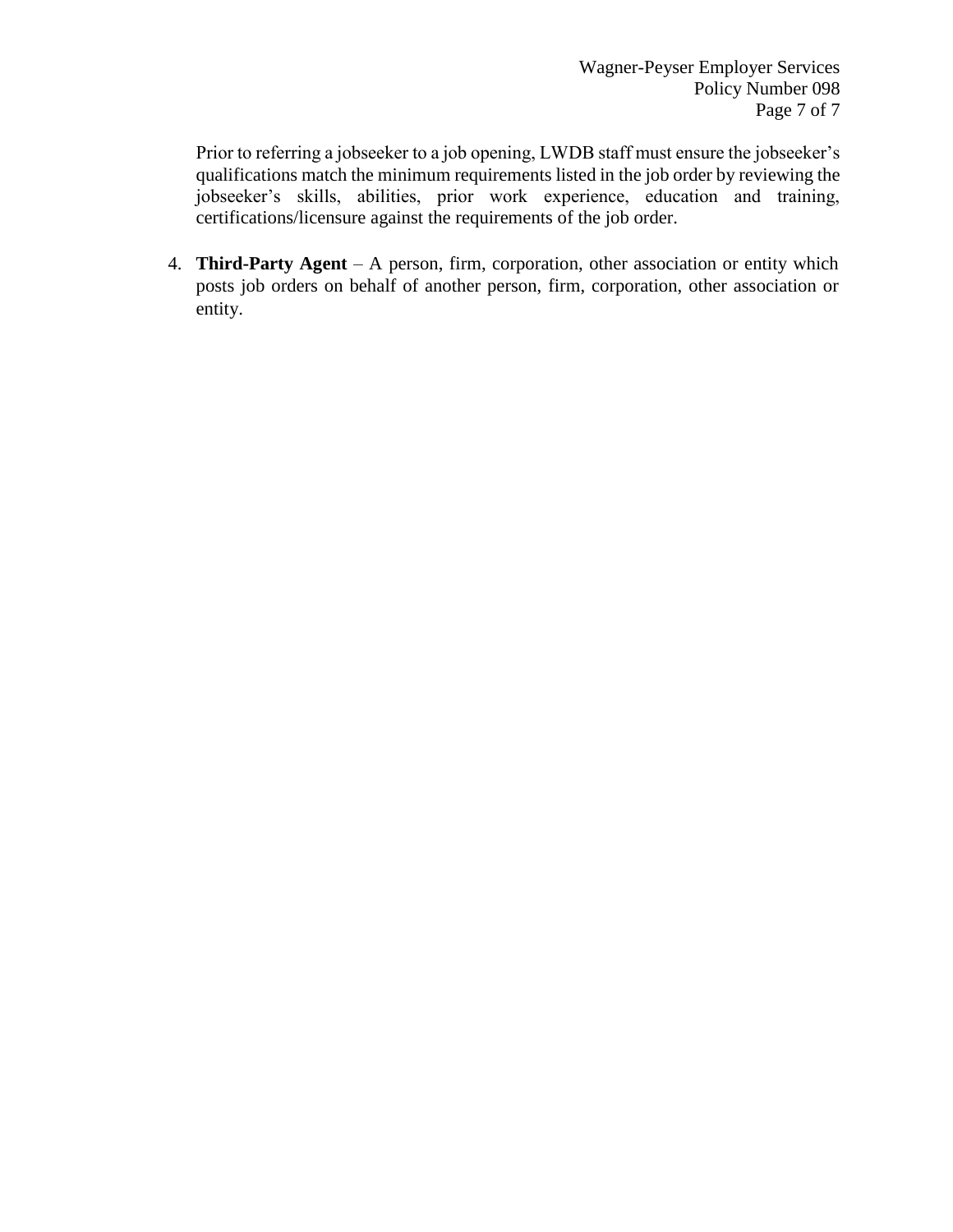Prior to referring a jobseeker to a job opening, LWDB staff must ensure the jobseeker's qualifications match the minimum requirements listed in the job order by reviewing the jobseeker's skills, abilities, prior work experience, education and training, certifications/licensure against the requirements of the job order.

4. **Third-Party Agent** – A person, firm, corporation, other association or entity which posts job orders on behalf of another person, firm, corporation, other association or entity.